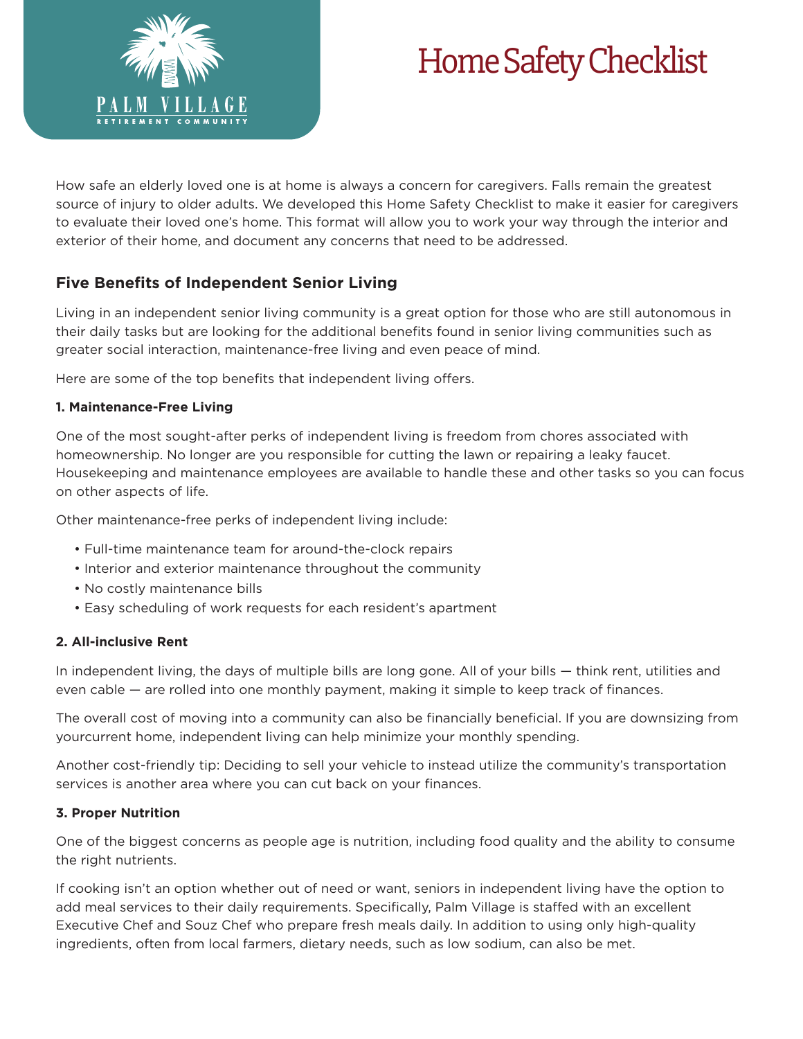PALM VILLAGE
RETIREMENT COMMUNITY

# Home Safety Checklist

How safe an elderly loved one is at home is always a concern for caregivers. Falls remain the greatest source of injury to older adults. We developed this Home Safety Checklist to make it easier for caregivers to evaluate their loved one's home. This format will allow you to work your way through the interior and exterior of their home, and document any concerns that need to be addressed.

## Five Benefits of Independent Senior Living

Living in an independent senior living community is a great option for those who are still autonomous in their daily tasks but are looking for the additional benefits found in senior living communities such as greater social interaction, maintenance-free living and even peace of mind.

Here are some of the top benefits that independent living offers.

**1. Maintenance-Free Living**

One of the most sought-after perks of independent living is freedom from chores associated with homeownership. No longer are you responsible for cutting the lawn or repairing a leaky faucet. Housekeeping and maintenance employees are available to handle these and other tasks so you can focus on other aspects of life.

Other maintenance-free perks of independent living include:

- Full-time maintenance team for around-the-clock repairs
- Interior and exterior maintenance throughout the community
- No costly maintenance bills
- Easy scheduling of work requests for each resident's apartment

**2. All-inclusive Rent**

In independent living, the days of multiple bills are long gone. All of your bills — think rent, utilities and even cable — are rolled into one monthly payment, making it simple to keep track of finances.

The overall cost of moving into a community can also be financially beneficial. If you are downsizing from yourcurrent home, independent living can help minimize your monthly spending.

Another cost-friendly tip: Deciding to sell your vehicle to instead utilize the community's transportation services is another area where you can cut back on your finances.

**3. Proper Nutrition**

One of the biggest concerns as people age is nutrition, including food quality and the ability to consume the right nutrients.

If cooking isn't an option whether out of need or want, seniors in independent living have the option to add meal services to their daily requirements. Specifically, Palm Village is staffed with an excellent Executive Chef and Souz Chef who prepare fresh meals daily. In addition to using only high-quality ingredients, often from local farmers, dietary needs, such as low sodium, can also be met.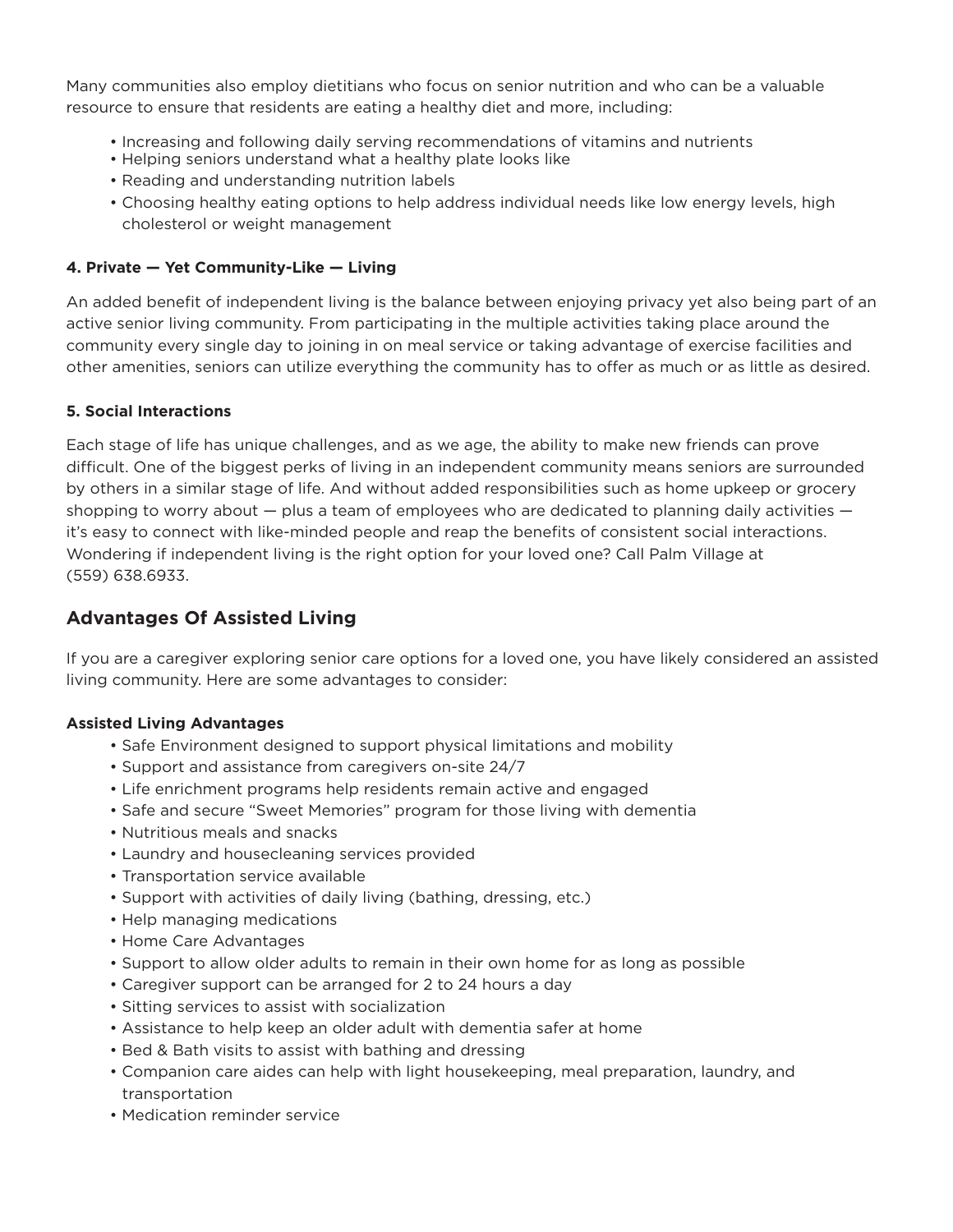Many communities also employ dietitians who focus on senior nutrition and who can be a valuable resource to ensure that residents are eating a healthy diet and more, including:

- Increasing and following daily serving recommendations of vitamins and nutrients
- Helping seniors understand what a healthy plate looks like
- Reading and understanding nutrition labels
- Choosing healthy eating options to help address individual needs like low energy levels, high cholesterol or weight management

**4. Private — Yet Community-Like — Living**

An added benefit of independent living is the balance between enjoying privacy yet also being part of an active senior living community. From participating in the multiple activities taking place around the community every single day to joining in on meal service or taking advantage of exercise facilities and other amenities, seniors can utilize everything the community has to offer as much or as little as desired.

**5. Social Interactions**

Each stage of life has unique challenges, and as we age, the ability to make new friends can prove difficult. One of the biggest perks of living in an independent community means seniors are surrounded by others in a similar stage of life. And without added responsibilities such as home upkeep or grocery shopping to worry about — plus a team of employees who are dedicated to planning daily activities — it's easy to connect with like-minded people and reap the benefits of consistent social interactions. Wondering if independent living is the right option for your loved one? Call Palm Village at (559) 638.6933.

## Advantages Of Assisted Living

If you are a caregiver exploring senior care options for a loved one, you have likely considered an assisted living community. Here are some advantages to consider:

**Assisted Living Advantages**

- Safe Environment designed to support physical limitations and mobility
- Support and assistance from caregivers on-site 24/7
- Life enrichment programs help residents remain active and engaged
- Safe and secure "Sweet Memories" program for those living with dementia
- Nutritious meals and snacks
- Laundry and housecleaning services provided
- Transportation service available
- Support with activities of daily living (bathing, dressing, etc.)
- Help managing medications
- Home Care Advantages
- Support to allow older adults to remain in their own home for as long as possible
- Caregiver support can be arranged for 2 to 24 hours a day
- Sitting services to assist with socialization
- Assistance to help keep an older adult with dementia safer at home
- Bed & Bath visits to assist with bathing and dressing
- Companion care aides can help with light housekeeping, meal preparation, laundry, and transportation
- Medication reminder service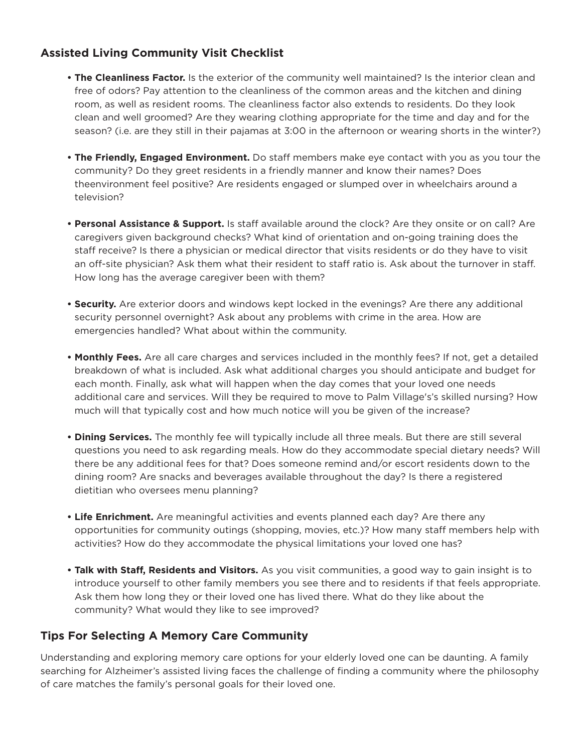## Assisted Living Community Visit Checklist

- **The Cleanliness Factor.** Is the exterior of the community well maintained? Is the interior clean and free of odors? Pay attention to the cleanliness of the common areas and the kitchen and dining room, as well as resident rooms. The cleanliness factor also extends to residents. Do they look clean and well groomed? Are they wearing clothing appropriate for the time and day and for the season? (i.e. are they still in their pajamas at 3:00 in the afternoon or wearing shorts in the winter?)

- **The Friendly, Engaged Environment.** Do staff members make eye contact with you as you tour the community? Do they greet residents in a friendly manner and know their names? Does theenvironment feel positive? Are residents engaged or slumped over in wheelchairs around a television?

- **Personal Assistance & Support.** Is staff available around the clock? Are they onsite or on call? Are caregivers given background checks? What kind of orientation and on-going training does the staff receive? Is there a physician or medical director that visits residents or do they have to visit an off-site physician? Ask them what their resident to staff ratio is. Ask about the turnover in staff. How long has the average caregiver been with them?

- **Security.** Are exterior doors and windows kept locked in the evenings? Are there any additional security personnel overnight? Ask about any problems with crime in the area. How are emergencies handled? What about within the community.

- **Monthly Fees.** Are all care charges and services included in the monthly fees? If not, get a detailed breakdown of what is included. Ask what additional charges you should anticipate and budget for each month. Finally, ask what will happen when the day comes that your loved one needs additional care and services. Will they be required to move to Palm Village's's skilled nursing? How much will that typically cost and how much notice will you be given of the increase?

- **Dining Services.** The monthly fee will typically include all three meals. But there are still several questions you need to ask regarding meals. How do they accommodate special dietary needs? Will there be any additional fees for that? Does someone remind and/or escort residents down to the dining room? Are snacks and beverages available throughout the day? Is there a registered dietitian who oversees menu planning?

- **Life Enrichment.** Are meaningful activities and events planned each day? Are there any opportunities for community outings (shopping, movies, etc.)? How many staff members help with activities? How do they accommodate the physical limitations your loved one has?

- **Talk with Staff, Residents and Visitors.** As you visit communities, a good way to gain insight is to introduce yourself to other family members you see there and to residents if that feels appropriate. Ask them how long they or their loved one has lived there. What do they like about the community? What would they like to see improved?

## Tips For Selecting A Memory Care Community

Understanding and exploring memory care options for your elderly loved one can be daunting. A family searching for Alzheimer's assisted living faces the challenge of finding a community where the philosophy of care matches the family's personal goals for their loved one.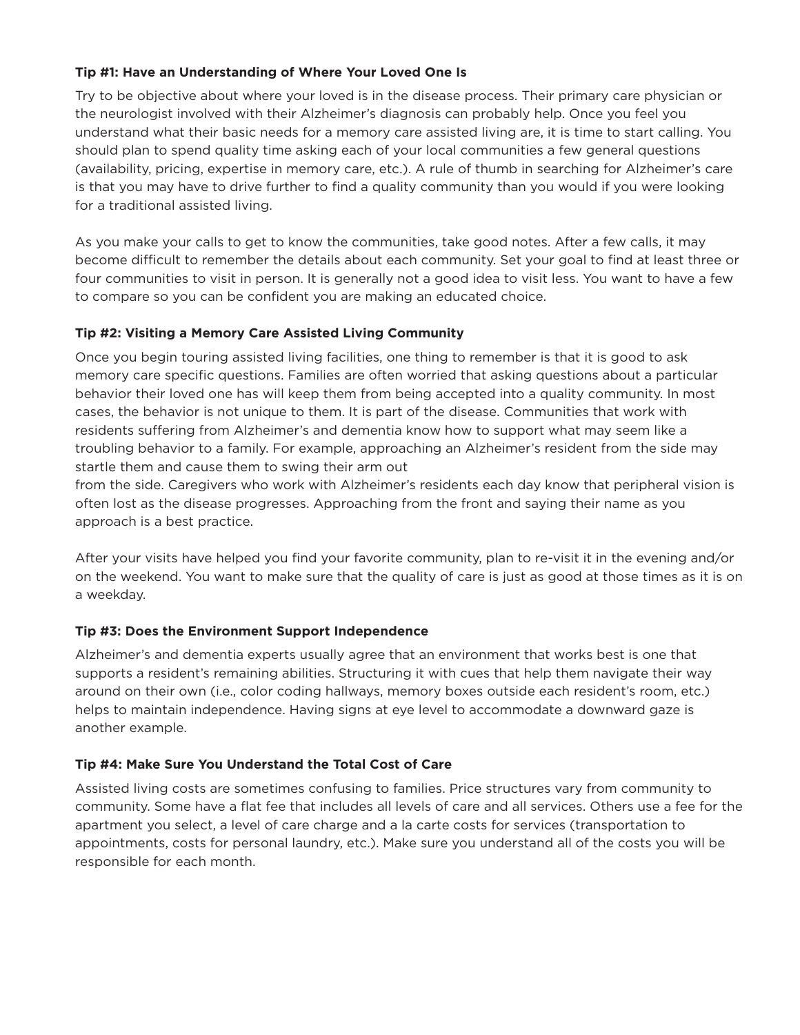**Tip #1: Have an Understanding of Where Your Loved One Is**

Try to be objective about where your loved is in the disease process. Their primary care physician or the neurologist involved with their Alzheimer's diagnosis can probably help. Once you feel you understand what their basic needs for a memory care assisted living are, it is time to start calling. You should plan to spend quality time asking each of your local communities a few general questions (availability, pricing, expertise in memory care, etc.). A rule of thumb in searching for Alzheimer's care is that you may have to drive further to find a quality community than you would if you were looking for a traditional assisted living.

As you make your calls to get to know the communities, take good notes. After a few calls, it may become difficult to remember the details about each community. Set your goal to find at least three or four communities to visit in person. It is generally not a good idea to visit less. You want to have a few to compare so you can be confident you are making an educated choice.

**Tip #2: Visiting a Memory Care Assisted Living Community**

Once you begin touring assisted living facilities, one thing to remember is that it is good to ask memory care specific questions. Families are often worried that asking questions about a particular behavior their loved one has will keep them from being accepted into a quality community. In most cases, the behavior is not unique to them. It is part of the disease. Communities that work with residents suffering from Alzheimer's and dementia know how to support what may seem like a troubling behavior to a family. For example, approaching an Alzheimer's resident from the side may startle them and cause them to swing their arm out from the side. Caregivers who work with Alzheimer's residents each day know that peripheral vision is often lost as the disease progresses. Approaching from the front and saying their name as you approach is a best practice.

After your visits have helped you find your favorite community, plan to re-visit it in the evening and/or on the weekend. You want to make sure that the quality of care is just as good at those times as it is on a weekday.

**Tip #3: Does the Environment Support Independence**

Alzheimer's and dementia experts usually agree that an environment that works best is one that supports a resident's remaining abilities. Structuring it with cues that help them navigate their way around on their own (i.e., color coding hallways, memory boxes outside each resident's room, etc.) helps to maintain independence. Having signs at eye level to accommodate a downward gaze is another example.

**Tip #4: Make Sure You Understand the Total Cost of Care**

Assisted living costs are sometimes confusing to families. Price structures vary from community to community. Some have a flat fee that includes all levels of care and all services. Others use a fee for the apartment you select, a level of care charge and a la carte costs for services (transportation to appointments, costs for personal laundry, etc.). Make sure you understand all of the costs you will be responsible for each month.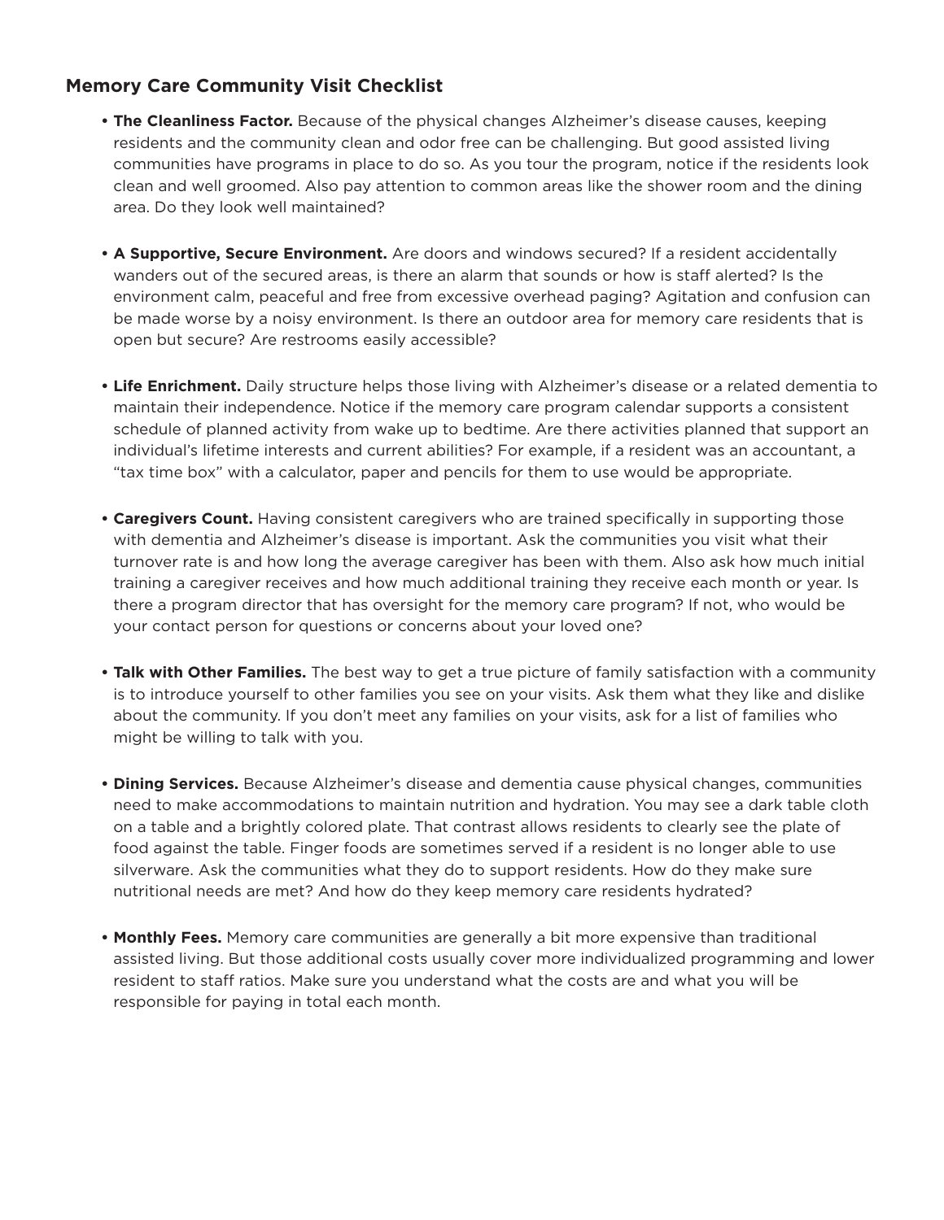## Memory Care Community Visit Checklist

- **The Cleanliness Factor.** Because of the physical changes Alzheimer's disease causes, keeping residents and the community clean and odor free can be challenging. But good assisted living communities have programs in place to do so. As you tour the program, notice if the residents look clean and well groomed. Also pay attention to common areas like the shower room and the dining area. Do they look well maintained?

- **A Supportive, Secure Environment.** Are doors and windows secured? If a resident accidentally wanders out of the secured areas, is there an alarm that sounds or how is staff alerted? Is the environment calm, peaceful and free from excessive overhead paging? Agitation and confusion can be made worse by a noisy environment. Is there an outdoor area for memory care residents that is open but secure? Are restrooms easily accessible?

- **Life Enrichment.** Daily structure helps those living with Alzheimer's disease or a related dementia to maintain their independence. Notice if the memory care program calendar supports a consistent schedule of planned activity from wake up to bedtime. Are there activities planned that support an individual's lifetime interests and current abilities? For example, if a resident was an accountant, a "tax time box" with a calculator, paper and pencils for them to use would be appropriate.

- **Caregivers Count.** Having consistent caregivers who are trained specifically in supporting those with dementia and Alzheimer's disease is important. Ask the communities you visit what their turnover rate is and how long the average caregiver has been with them. Also ask how much initial training a caregiver receives and how much additional training they receive each month or year. Is there a program director that has oversight for the memory care program? If not, who would be your contact person for questions or concerns about your loved one?

- **Talk with Other Families.** The best way to get a true picture of family satisfaction with a community is to introduce yourself to other families you see on your visits. Ask them what they like and dislike about the community. If you don't meet any families on your visits, ask for a list of families who might be willing to talk with you.

- **Dining Services.** Because Alzheimer's disease and dementia cause physical changes, communities need to make accommodations to maintain nutrition and hydration. You may see a dark table cloth on a table and a brightly colored plate. That contrast allows residents to clearly see the plate of food against the table. Finger foods are sometimes served if a resident is no longer able to use silverware. Ask the communities what they do to support residents. How do they make sure nutritional needs are met? And how do they keep memory care residents hydrated?

- **Monthly Fees.** Memory care communities are generally a bit more expensive than traditional assisted living. But those additional costs usually cover more individualized programming and lower resident to staff ratios. Make sure you understand what the costs are and what you will be responsible for paying in total each month.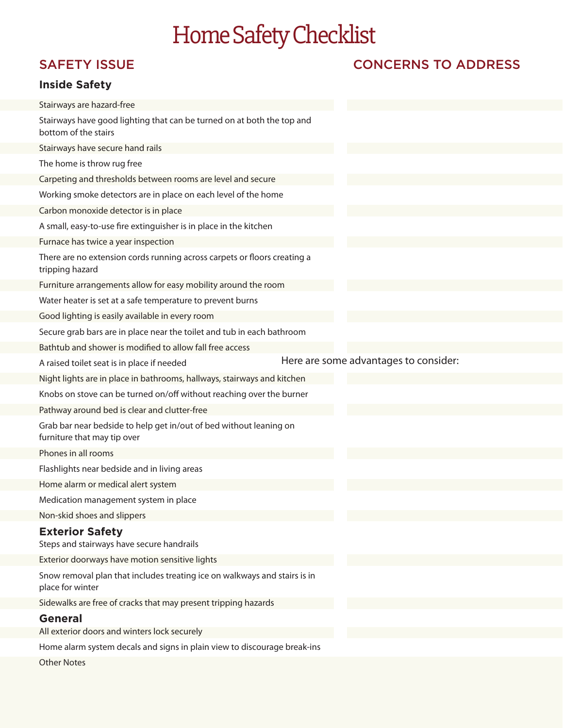# Home Safety Checklist

| SAFETY ISSUE | CONCERNS TO ADDRESS |
|---|---|
| **Inside Safety** | |
| Stairways are hazard-free | |
| Stairways have good lighting that can be turned on at both the top and bottom of the stairs | |
| Stairways have secure hand rails | |
| The home is throw rug free | |
| Carpeting and thresholds between rooms are level and secure | |
| Working smoke detectors are in place on each level of the home | |
| Carbon monoxide detector is in place | |
| A small, easy-to-use fire extinguisher is in place in the kitchen | |
| Furnace has twice a year inspection | |
| There are no extension cords running across carpets or floors creating a tripping hazard | |
| Furniture arrangements allow for easy mobility around the room | |
| Water heater is set at a safe temperature to prevent burns | |
| Good lighting is easily available in every room | |
| Secure grab bars are in place near the toilet and tub in each bathroom | |
| Bathtub and shower is modified to allow fall free access | |
| A raised toilet seat is in place if needed | Here are some advantages to consider: |
| Night lights are in place in bathrooms, hallways, stairways and kitchen | |
| Knobs on stove can be turned on/off without reaching over the burner | |
| Pathway around bed is clear and clutter-free | |
| Grab bar near bedside to help get in/out of bed without leaning on furniture that may tip over | |
| Phones in all rooms | |
| Flashlights near bedside and in living areas | |
| Home alarm or medical alert system | |
| Medication management system in place | |
| Non-skid shoes and slippers | |
| **Exterior Safety** | |
| Steps and stairways have secure handrails | |
| Exterior doorways have motion sensitive lights | |
| Snow removal plan that includes treating ice on walkways and stairs is in place for winter | |
| Sidewalks are free of cracks that may present tripping hazards | |
| **General** | |
| All exterior doors and winters lock securely | |
| Home alarm system decals and signs in plain view to discourage break-ins | |
| Other Notes | |